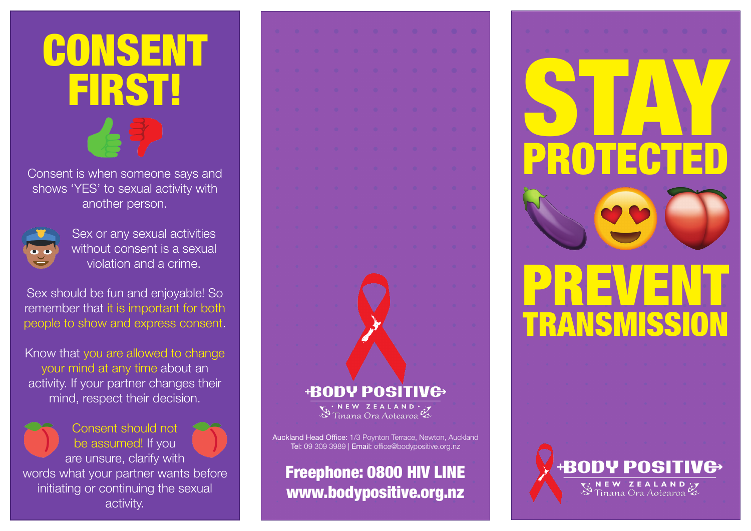# CONSENT FIRST!

Consent is when someone says and shows 'YES' to sexual activity with another person.

Sex or any sexual activities without consent is a sexual violation and a crime.

Sex should be fun and enjoyable! So remember that it is important for both people to show and express consent.

Know that you are allowed to change your mind at any time about an activity. If your partner changes their mind, respect their decision.

Consent should not be assumed! If you are unsure, clarify with words what your partner wants before initiating or continuing the sexual activity.

**BODY POSITIVE**
NEW ZEALAND
Tinana Ora Aotearoa

**Auckland Head Office:** 1/3 Poynton Terrace, Newton, Auckland
**Tel:** 09 309 3989 | **Email:** office@bodypositive.org.nz

**Freephone: 0800 HIV LINE**
**www.bodypositive.org.nz**

# STAY PROTECTED

# PREVENT TRANSMISSION

**BODY POSITIVE**
NEW ZEALAND
Tinana Ora Aotearoa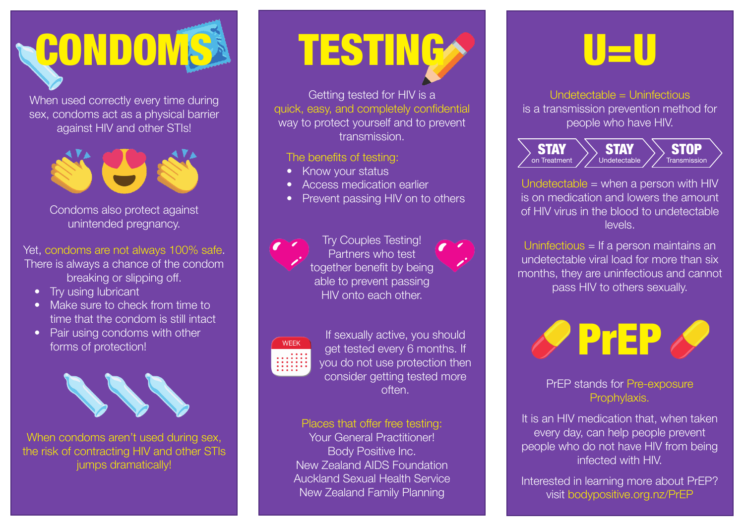# CONDOMS

When used correctly every time during sex, condoms act as a physical barrier against HIV and other STIs!

Condoms also protect against unintended pregnancy.

Yet, condoms are not always 100% safe. There is always a chance of the condom breaking or slipping off.

- Try using lubricant
- Make sure to check from time to time that the condom is still intact
- Pair using condoms with other forms of protection!

When condoms aren't used during sex, the risk of contracting HIV and other STIs jumps dramatically!

# TESTING

Getting tested for HIV is a quick, easy, and completely confidential way to protect yourself and to prevent transmission.

The benefits of testing:

- Know your status
- Access medication earlier
- Prevent passing HIV on to others

Try Couples Testing! Partners who test together benefit by being able to prevent passing HIV onto each other.

WEEK

If sexually active, you should get tested every 6 months. If you do not use protection then consider getting tested more often.

Places that offer free testing:
Your General Practitioner!
Body Positive Inc.
New Zealand AIDS Foundation
Auckland Sexual Health Service
New Zealand Family Planning

# U=U

Undetectable = Uninfectious is a transmission prevention method for people who have HIV.

**STAY** on Treatment → **STAY** Undetectable → **STOP** Transmission

Undetectable = when a person with HIV is on medication and lowers the amount of HIV virus in the blood to undetectable levels.

Uninfectious = If a person maintains an undetectable viral load for more than six months, they are uninfectious and cannot pass HIV to others sexually.

# PrEP

PrEP stands for Pre-exposure Prophylaxis.

It is an HIV medication that, when taken every day, can help people prevent people who do not have HIV from being infected with HIV.

Interested in learning more about PrEP? visit bodypositive.org.nz/PrEP